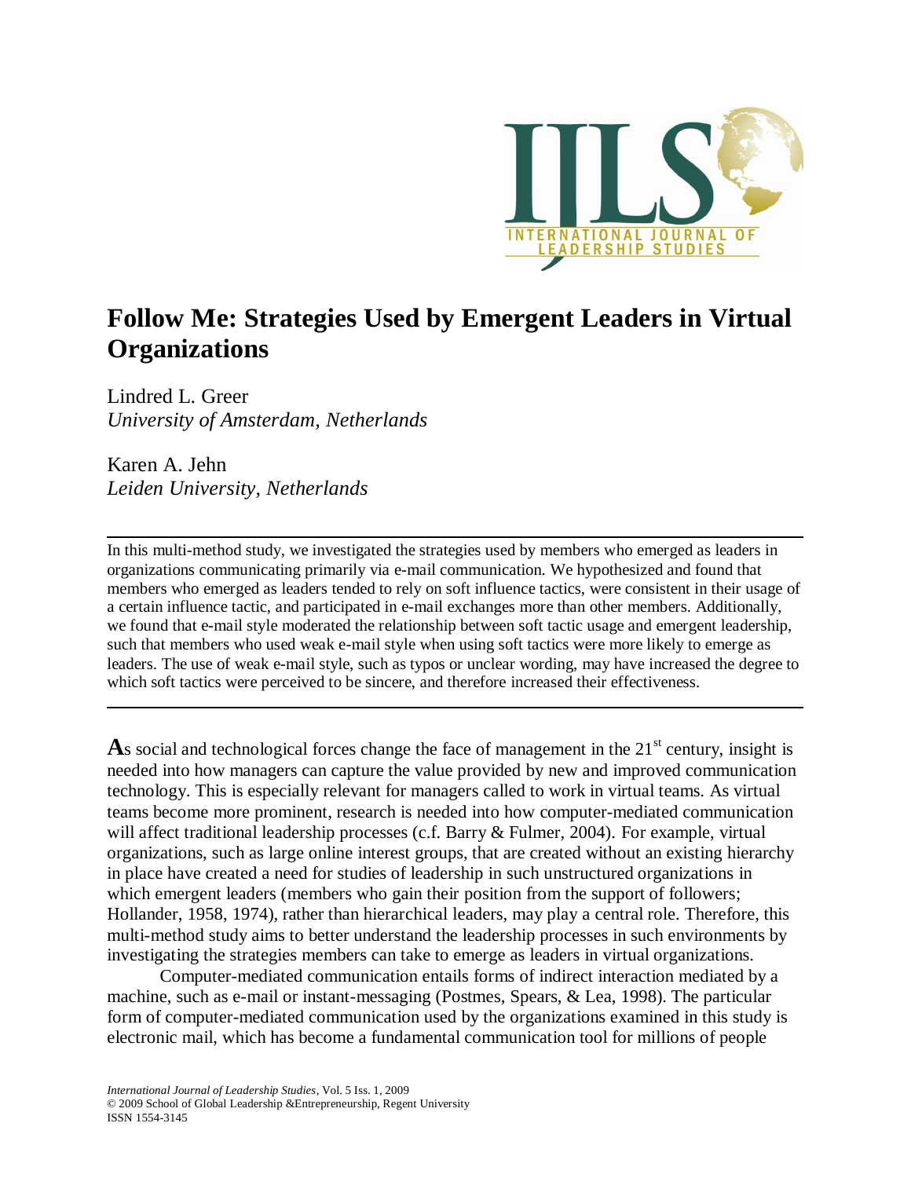# Follow Me: Strategies Used by Emergent Leaders in Virtual Organizations

Lindred L. Greer
*University of Amsterdam, Netherlands*

Karen A. Jehn
*Leiden University, Netherlands*

In this multi-method study, we investigated the strategies used by members who emerged as leaders in organizations communicating primarily via e-mail communication. We hypothesized and found that members who emerged as leaders tended to rely on soft influence tactics, were consistent in their usage of a certain influence tactic, and participated in e-mail exchanges more than other members. Additionally, we found that e-mail style moderated the relationship between soft tactic usage and emergent leadership, such that members who used weak e-mail style when using soft tactics were more likely to emerge as leaders. The use of weak e-mail style, such as typos or unclear wording, may have increased the degree to which soft tactics were perceived to be sincere, and therefore increased their effectiveness.

As social and technological forces change the face of management in the 21st century, insight is needed into how managers can capture the value provided by new and improved communication technology. This is especially relevant for managers called to work in virtual teams. As virtual teams become more prominent, research is needed into how computer-mediated communication will affect traditional leadership processes (c.f. Barry & Fulmer, 2004). For example, virtual organizations, such as large online interest groups, that are created without an existing hierarchy in place have created a need for studies of leadership in such unstructured organizations in which emergent leaders (members who gain their position from the support of followers; Hollander, 1958, 1974), rather than hierarchical leaders, may play a central role. Therefore, this multi-method study aims to better understand the leadership processes in such environments by investigating the strategies members can take to emerge as leaders in virtual organizations.

Computer-mediated communication entails forms of indirect interaction mediated by a machine, such as e-mail or instant-messaging (Postmes, Spears, & Lea, 1998). The particular form of computer-mediated communication used by the organizations examined in this study is electronic mail, which has become a fundamental communication tool for millions of people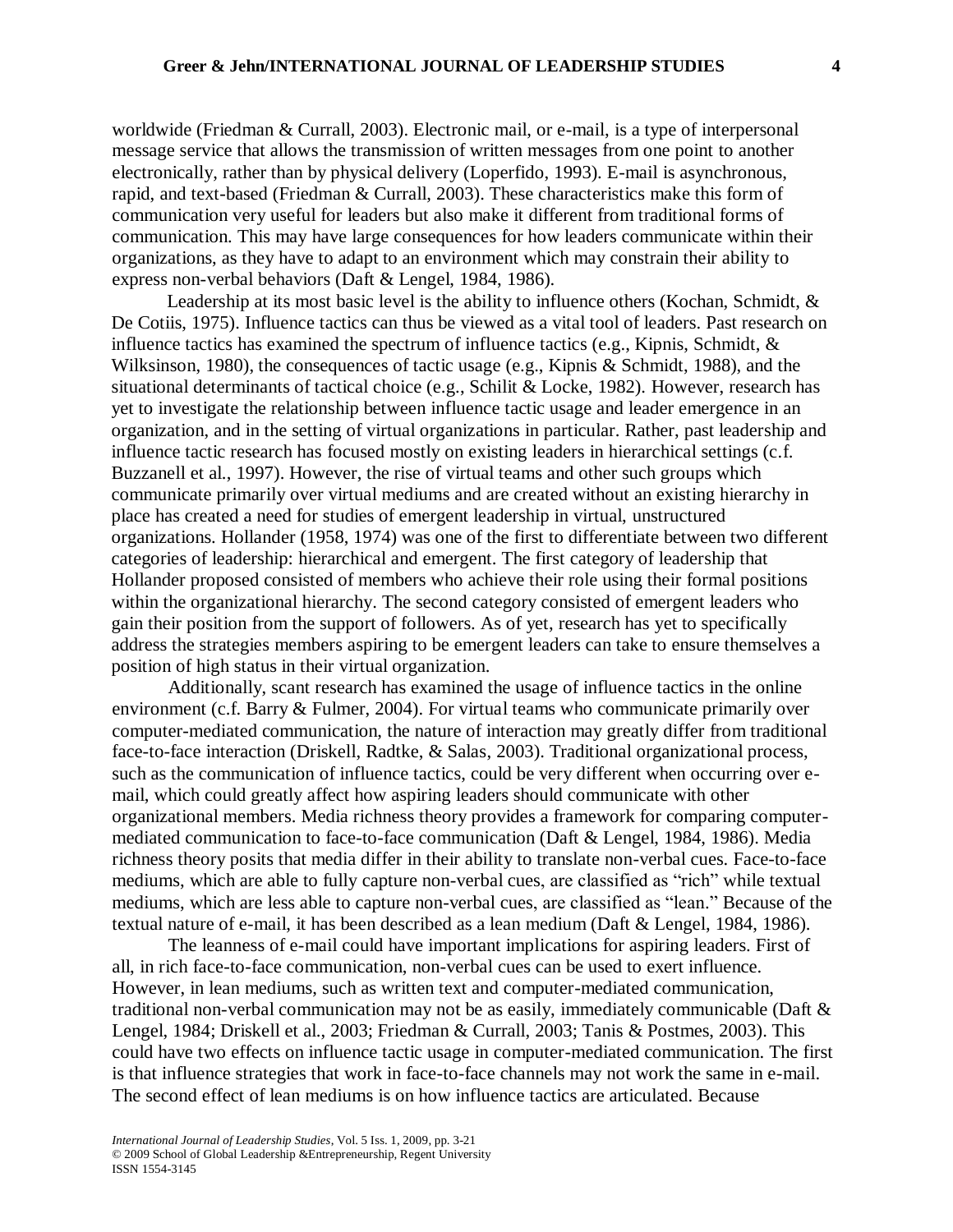worldwide (Friedman & Currall, 2003). Electronic mail, or e-mail, is a type of interpersonal message service that allows the transmission of written messages from one point to another electronically, rather than by physical delivery (Loperfido, 1993). E-mail is asynchronous, rapid, and text-based (Friedman & Currall, 2003). These characteristics make this form of communication very useful for leaders but also make it different from traditional forms of communication. This may have large consequences for how leaders communicate within their organizations, as they have to adapt to an environment which may constrain their ability to express non-verbal behaviors (Daft & Lengel, 1984, 1986).

Leadership at its most basic level is the ability to influence others (Kochan, Schmidt, & De Cotiis, 1975). Influence tactics can thus be viewed as a vital tool of leaders. Past research on influence tactics has examined the spectrum of influence tactics (e.g., Kipnis, Schmidt, & Wilksinson, 1980), the consequences of tactic usage (e.g., Kipnis & Schmidt, 1988), and the situational determinants of tactical choice (e.g., Schilit & Locke, 1982). However, research has yet to investigate the relationship between influence tactic usage and leader emergence in an organization, and in the setting of virtual organizations in particular. Rather, past leadership and influence tactic research has focused mostly on existing leaders in hierarchical settings (c.f. Buzzanell et al., 1997). However, the rise of virtual teams and other such groups which communicate primarily over virtual mediums and are created without an existing hierarchy in place has created a need for studies of emergent leadership in virtual, unstructured organizations. Hollander (1958, 1974) was one of the first to differentiate between two different categories of leadership: hierarchical and emergent. The first category of leadership that Hollander proposed consisted of members who achieve their role using their formal positions within the organizational hierarchy. The second category consisted of emergent leaders who gain their position from the support of followers. As of yet, research has yet to specifically address the strategies members aspiring to be emergent leaders can take to ensure themselves a position of high status in their virtual organization.

Additionally, scant research has examined the usage of influence tactics in the online environment (c.f. Barry & Fulmer, 2004). For virtual teams who communicate primarily over computer-mediated communication, the nature of interaction may greatly differ from traditional face-to-face interaction (Driskell, Radtke, & Salas, 2003). Traditional organizational process, such as the communication of influence tactics, could be very different when occurring over e-mail, which could greatly affect how aspiring leaders should communicate with other organizational members. Media richness theory provides a framework for comparing computer-mediated communication to face-to-face communication (Daft & Lengel, 1984, 1986). Media richness theory posits that media differ in their ability to translate non-verbal cues. Face-to-face mediums, which are able to fully capture non-verbal cues, are classified as "rich" while textual mediums, which are less able to capture non-verbal cues, are classified as "lean." Because of the textual nature of e-mail, it has been described as a lean medium (Daft & Lengel, 1984, 1986).

The leanness of e-mail could have important implications for aspiring leaders. First of all, in rich face-to-face communication, non-verbal cues can be used to exert influence. However, in lean mediums, such as written text and computer-mediated communication, traditional non-verbal communication may not be as easily, immediately communicable (Daft & Lengel, 1984; Driskell et al., 2003; Friedman & Currall, 2003; Tanis & Postmes, 2003). This could have two effects on influence tactic usage in computer-mediated communication. The first is that influence strategies that work in face-to-face channels may not work the same in e-mail. The second effect of lean mediums is on how influence tactics are articulated. Because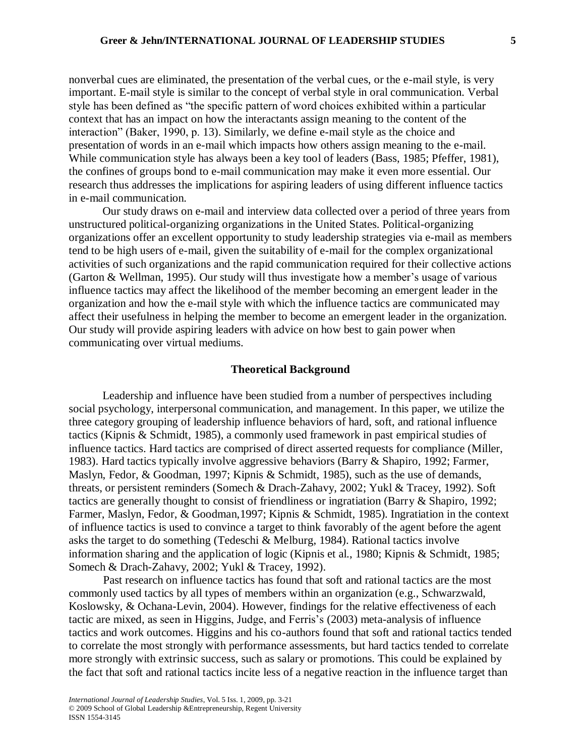nonverbal cues are eliminated, the presentation of the verbal cues, or the e-mail style, is very important. E-mail style is similar to the concept of verbal style in oral communication. Verbal style has been defined as "the specific pattern of word choices exhibited within a particular context that has an impact on how the interactants assign meaning to the content of the interaction" (Baker, 1990, p. 13). Similarly, we define e-mail style as the choice and presentation of words in an e-mail which impacts how others assign meaning to the e-mail. While communication style has always been a key tool of leaders (Bass, 1985; Pfeffer, 1981), the confines of groups bond to e-mail communication may make it even more essential. Our research thus addresses the implications for aspiring leaders of using different influence tactics in e-mail communication.

Our study draws on e-mail and interview data collected over a period of three years from unstructured political-organizing organizations in the United States. Political-organizing organizations offer an excellent opportunity to study leadership strategies via e-mail as members tend to be high users of e-mail, given the suitability of e-mail for the complex organizational activities of such organizations and the rapid communication required for their collective actions (Garton & Wellman, 1995). Our study will thus investigate how a member's usage of various influence tactics may affect the likelihood of the member becoming an emergent leader in the organization and how the e-mail style with which the influence tactics are communicated may affect their usefulness in helping the member to become an emergent leader in the organization. Our study will provide aspiring leaders with advice on how best to gain power when communicating over virtual mediums.

## Theoretical Background

Leadership and influence have been studied from a number of perspectives including social psychology, interpersonal communication, and management. In this paper, we utilize the three category grouping of leadership influence behaviors of hard, soft, and rational influence tactics (Kipnis & Schmidt, 1985), a commonly used framework in past empirical studies of influence tactics. Hard tactics are comprised of direct asserted requests for compliance (Miller, 1983). Hard tactics typically involve aggressive behaviors (Barry & Shapiro, 1992; Farmer, Maslyn, Fedor, & Goodman, 1997; Kipnis & Schmidt, 1985), such as the use of demands, threats, or persistent reminders (Somech & Drach-Zahavy, 2002; Yukl & Tracey, 1992). Soft tactics are generally thought to consist of friendliness or ingratiation (Barry & Shapiro, 1992; Farmer, Maslyn, Fedor, & Goodman,1997; Kipnis & Schmidt, 1985). Ingratiation in the context of influence tactics is used to convince a target to think favorably of the agent before the agent asks the target to do something (Tedeschi & Melburg, 1984). Rational tactics involve information sharing and the application of logic (Kipnis et al., 1980; Kipnis & Schmidt, 1985; Somech & Drach-Zahavy, 2002; Yukl & Tracey, 1992).

Past research on influence tactics has found that soft and rational tactics are the most commonly used tactics by all types of members within an organization (e.g., Schwarzwald, Koslowsky, & Ochana-Levin, 2004). However, findings for the relative effectiveness of each tactic are mixed, as seen in Higgins, Judge, and Ferris's (2003) meta-analysis of influence tactics and work outcomes. Higgins and his co-authors found that soft and rational tactics tended to correlate the most strongly with performance assessments, but hard tactics tended to correlate more strongly with extrinsic success, such as salary or promotions. This could be explained by the fact that soft and rational tactics incite less of a negative reaction in the influence target than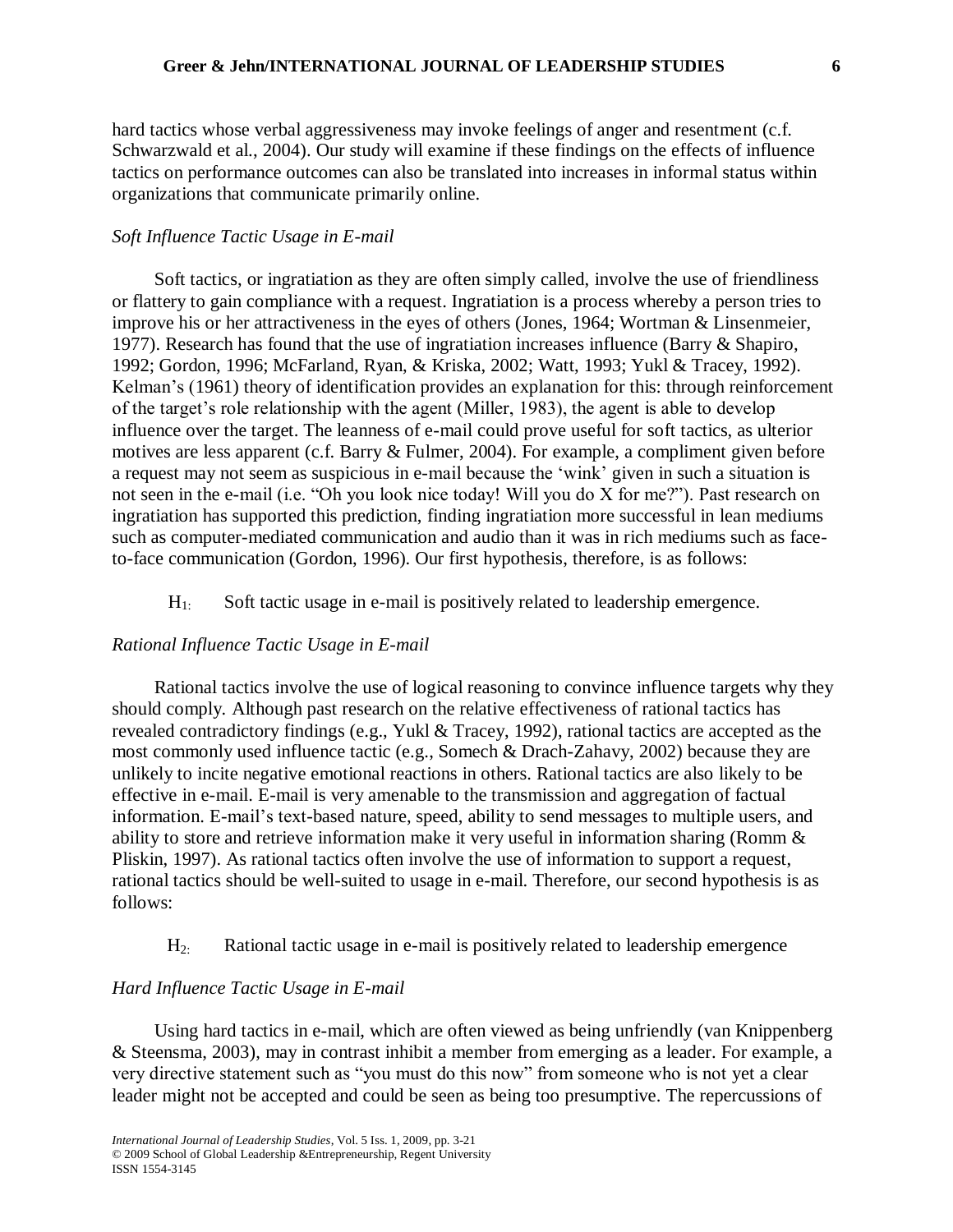hard tactics whose verbal aggressiveness may invoke feelings of anger and resentment (c.f. Schwarzwald et al., 2004). Our study will examine if these findings on the effects of influence tactics on performance outcomes can also be translated into increases in informal status within organizations that communicate primarily online.

### *Soft Influence Tactic Usage in E-mail*

Soft tactics, or ingratiation as they are often simply called, involve the use of friendliness or flattery to gain compliance with a request. Ingratiation is a process whereby a person tries to improve his or her attractiveness in the eyes of others (Jones, 1964; Wortman & Linsenmeier, 1977). Research has found that the use of ingratiation increases influence (Barry & Shapiro, 1992; Gordon, 1996; McFarland, Ryan, & Kriska, 2002; Watt, 1993; Yukl & Tracey, 1992). Kelman's (1961) theory of identification provides an explanation for this: through reinforcement of the target's role relationship with the agent (Miller, 1983), the agent is able to develop influence over the target. The leanness of e-mail could prove useful for soft tactics, as ulterior motives are less apparent (c.f. Barry & Fulmer, 2004). For example, a compliment given before a request may not seem as suspicious in e-mail because the 'wink' given in such a situation is not seen in the e-mail (i.e. "Oh you look nice today! Will you do X for me?"). Past research on ingratiation has supported this prediction, finding ingratiation more successful in lean mediums such as computer-mediated communication and audio than it was in rich mediums such as face-to-face communication (Gordon, 1996). Our first hypothesis, therefore, is as follows:

> $H_{1:}$ Soft tactic usage in e-mail is positively related to leadership emergence.

### *Rational Influence Tactic Usage in E-mail*

Rational tactics involve the use of logical reasoning to convince influence targets why they should comply. Although past research on the relative effectiveness of rational tactics has revealed contradictory findings (e.g., Yukl & Tracey, 1992), rational tactics are accepted as the most commonly used influence tactic (e.g., Somech & Drach-Zahavy, 2002) because they are unlikely to incite negative emotional reactions in others. Rational tactics are also likely to be effective in e-mail. E-mail is very amenable to the transmission and aggregation of factual information. E-mail's text-based nature, speed, ability to send messages to multiple users, and ability to store and retrieve information make it very useful in information sharing (Romm & Pliskin, 1997). As rational tactics often involve the use of information to support a request, rational tactics should be well-suited to usage in e-mail. Therefore, our second hypothesis is as follows:

> $H_{2:}$ Rational tactic usage in e-mail is positively related to leadership emergence

### *Hard Influence Tactic Usage in E-mail*

Using hard tactics in e-mail, which are often viewed as being unfriendly (van Knippenberg & Steensma, 2003), may in contrast inhibit a member from emerging as a leader. For example, a very directive statement such as "you must do this now" from someone who is not yet a clear leader might not be accepted and could be seen as being too presumptive. The repercussions of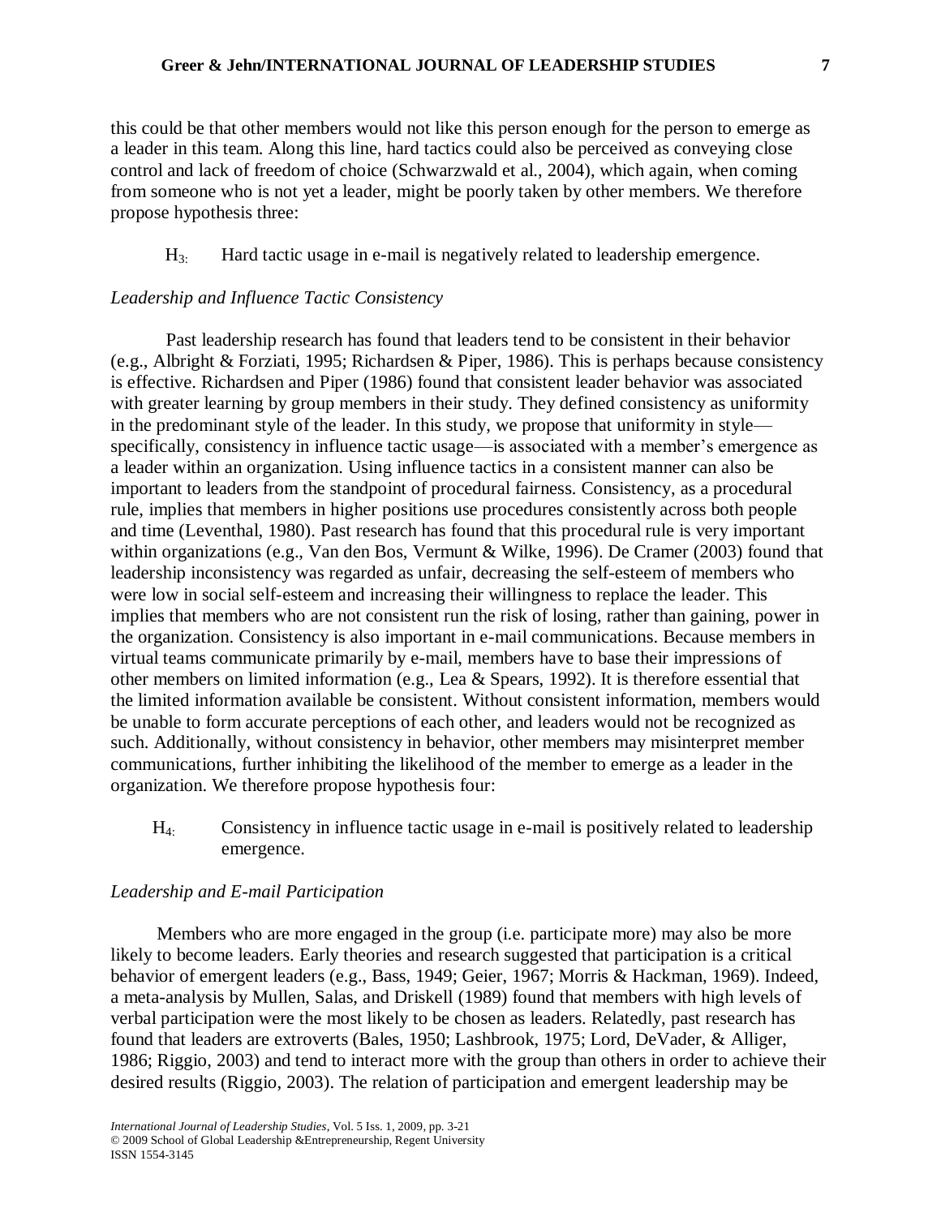this could be that other members would not like this person enough for the person to emerge as a leader in this team. Along this line, hard tactics could also be perceived as conveying close control and lack of freedom of choice (Schwarzwald et al., 2004), which again, when coming from someone who is not yet a leader, might be poorly taken by other members. We therefore propose hypothesis three:

> $H_3$: Hard tactic usage in e-mail is negatively related to leadership emergence.

*Leadership and Influence Tactic Consistency*

Past leadership research has found that leaders tend to be consistent in their behavior (e.g., Albright & Forziati, 1995; Richardsen & Piper, 1986). This is perhaps because consistency is effective. Richardsen and Piper (1986) found that consistent leader behavior was associated with greater learning by group members in their study. They defined consistency as uniformity in the predominant style of the leader. In this study, we propose that uniformity in style—specifically, consistency in influence tactic usage—is associated with a member's emergence as a leader within an organization. Using influence tactics in a consistent manner can also be important to leaders from the standpoint of procedural fairness. Consistency, as a procedural rule, implies that members in higher positions use procedures consistently across both people and time (Leventhal, 1980). Past research has found that this procedural rule is very important within organizations (e.g., Van den Bos, Vermunt & Wilke, 1996). De Cramer (2003) found that leadership inconsistency was regarded as unfair, decreasing the self-esteem of members who were low in social self-esteem and increasing their willingness to replace the leader. This implies that members who are not consistent run the risk of losing, rather than gaining, power in the organization. Consistency is also important in e-mail communications. Because members in virtual teams communicate primarily by e-mail, members have to base their impressions of other members on limited information (e.g., Lea & Spears, 1992). It is therefore essential that the limited information available be consistent. Without consistent information, members would be unable to form accurate perceptions of each other, and leaders would not be recognized as such. Additionally, without consistency in behavior, other members may misinterpret member communications, further inhibiting the likelihood of the member to emerge as a leader in the organization. We therefore propose hypothesis four:

> $H_4$: Consistency in influence tactic usage in e-mail is positively related to leadership emergence.

*Leadership and E-mail Participation*

Members who are more engaged in the group (i.e. participate more) may also be more likely to become leaders. Early theories and research suggested that participation is a critical behavior of emergent leaders (e.g., Bass, 1949; Geier, 1967; Morris & Hackman, 1969). Indeed, a meta-analysis by Mullen, Salas, and Driskell (1989) found that members with high levels of verbal participation were the most likely to be chosen as leaders. Relatedly, past research has found that leaders are extroverts (Bales, 1950; Lashbrook, 1975; Lord, DeVader, & Alliger, 1986; Riggio, 2003) and tend to interact more with the group than others in order to achieve their desired results (Riggio, 2003). The relation of participation and emergent leadership may be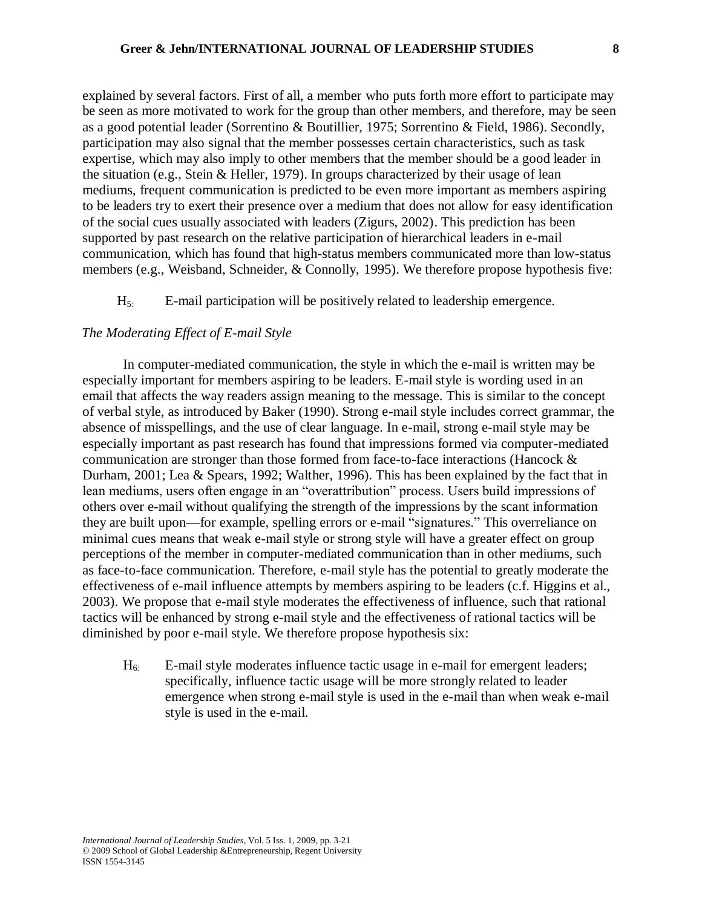explained by several factors. First of all, a member who puts forth more effort to participate may be seen as more motivated to work for the group than other members, and therefore, may be seen as a good potential leader (Sorrentino & Boutillier, 1975; Sorrentino & Field, 1986). Secondly, participation may also signal that the member possesses certain characteristics, such as task expertise, which may also imply to other members that the member should be a good leader in the situation (e.g., Stein & Heller, 1979). In groups characterized by their usage of lean mediums, frequent communication is predicted to be even more important as members aspiring to be leaders try to exert their presence over a medium that does not allow for easy identification of the social cues usually associated with leaders (Zigurs, 2002). This prediction has been supported by past research on the relative participation of hierarchical leaders in e-mail communication, which has found that high-status members communicated more than low-status members (e.g., Weisband, Schneider, & Connolly, 1995). We therefore propose hypothesis five:

> $H_{5:}$ E-mail participation will be positively related to leadership emergence.

*The Moderating Effect of E-mail Style*

In computer-mediated communication, the style in which the e-mail is written may be especially important for members aspiring to be leaders. E-mail style is wording used in an email that affects the way readers assign meaning to the message. This is similar to the concept of verbal style, as introduced by Baker (1990). Strong e-mail style includes correct grammar, the absence of misspellings, and the use of clear language. In e-mail, strong e-mail style may be especially important as past research has found that impressions formed via computer-mediated communication are stronger than those formed from face-to-face interactions (Hancock & Durham, 2001; Lea & Spears, 1992; Walther, 1996). This has been explained by the fact that in lean mediums, users often engage in an "overattribution" process. Users build impressions of others over e-mail without qualifying the strength of the impressions by the scant information they are built upon—for example, spelling errors or e-mail "signatures." This overreliance on minimal cues means that weak e-mail style or strong style will have a greater effect on group perceptions of the member in computer-mediated communication than in other mediums, such as face-to-face communication. Therefore, e-mail style has the potential to greatly moderate the effectiveness of e-mail influence attempts by members aspiring to be leaders (c.f. Higgins et al., 2003). We propose that e-mail style moderates the effectiveness of influence, such that rational tactics will be enhanced by strong e-mail style and the effectiveness of rational tactics will be diminished by poor e-mail style. We therefore propose hypothesis six:

> $H_{6:}$ E-mail style moderates influence tactic usage in e-mail for emergent leaders; specifically, influence tactic usage will be more strongly related to leader emergence when strong e-mail style is used in the e-mail than when weak e-mail style is used in the e-mail.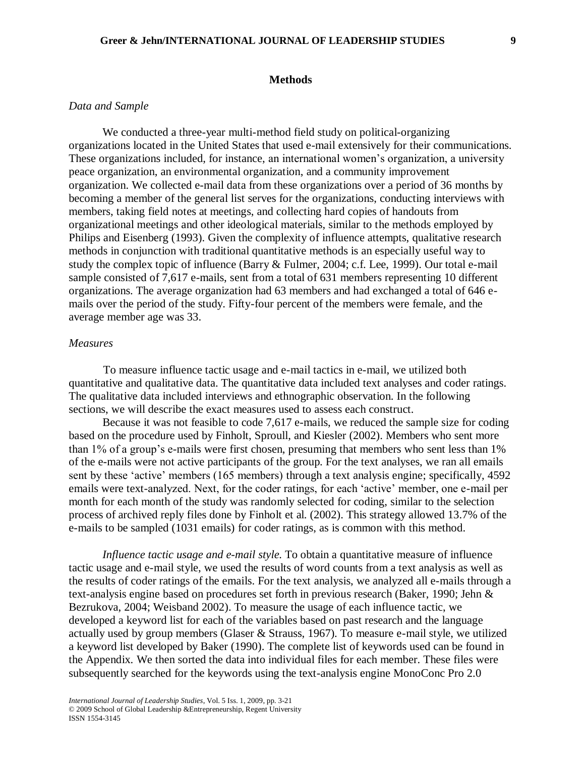## Methods

### *Data and Sample*

We conducted a three-year multi-method field study on political-organizing organizations located in the United States that used e-mail extensively for their communications. These organizations included, for instance, an international women's organization, a university peace organization, an environmental organization, and a community improvement organization. We collected e-mail data from these organizations over a period of 36 months by becoming a member of the general list serves for the organizations, conducting interviews with members, taking field notes at meetings, and collecting hard copies of handouts from organizational meetings and other ideological materials, similar to the methods employed by Philips and Eisenberg (1993). Given the complexity of influence attempts, qualitative research methods in conjunction with traditional quantitative methods is an especially useful way to study the complex topic of influence (Barry & Fulmer, 2004; c.f. Lee, 1999). Our total e-mail sample consisted of 7,617 e-mails, sent from a total of 631 members representing 10 different organizations. The average organization had 63 members and had exchanged a total of 646 e-mails over the period of the study. Fifty-four percent of the members were female, and the average member age was 33.

### *Measures*

To measure influence tactic usage and e-mail tactics in e-mail, we utilized both quantitative and qualitative data. The quantitative data included text analyses and coder ratings. The qualitative data included interviews and ethnographic observation. In the following sections, we will describe the exact measures used to assess each construct.

Because it was not feasible to code 7,617 e-mails, we reduced the sample size for coding based on the procedure used by Finholt, Sproull, and Kiesler (2002). Members who sent more than 1% of a group's e-mails were first chosen, presuming that members who sent less than 1% of the e-mails were not active participants of the group. For the text analyses, we ran all emails sent by these 'active' members (165 members) through a text analysis engine; specifically, 4592 emails were text-analyzed. Next, for the coder ratings, for each 'active' member, one e-mail per month for each month of the study was randomly selected for coding, similar to the selection process of archived reply files done by Finholt et al. (2002). This strategy allowed 13.7% of the e-mails to be sampled (1031 emails) for coder ratings, as is common with this method.

*Influence tactic usage and e-mail style.* To obtain a quantitative measure of influence tactic usage and e-mail style, we used the results of word counts from a text analysis as well as the results of coder ratings of the emails. For the text analysis, we analyzed all e-mails through a text-analysis engine based on procedures set forth in previous research (Baker, 1990; Jehn & Bezrukova, 2004; Weisband 2002). To measure the usage of each influence tactic, we developed a keyword list for each of the variables based on past research and the language actually used by group members (Glaser & Strauss, 1967). To measure e-mail style, we utilized a keyword list developed by Baker (1990). The complete list of keywords used can be found in the Appendix. We then sorted the data into individual files for each member. These files were subsequently searched for the keywords using the text-analysis engine MonoConc Pro 2.0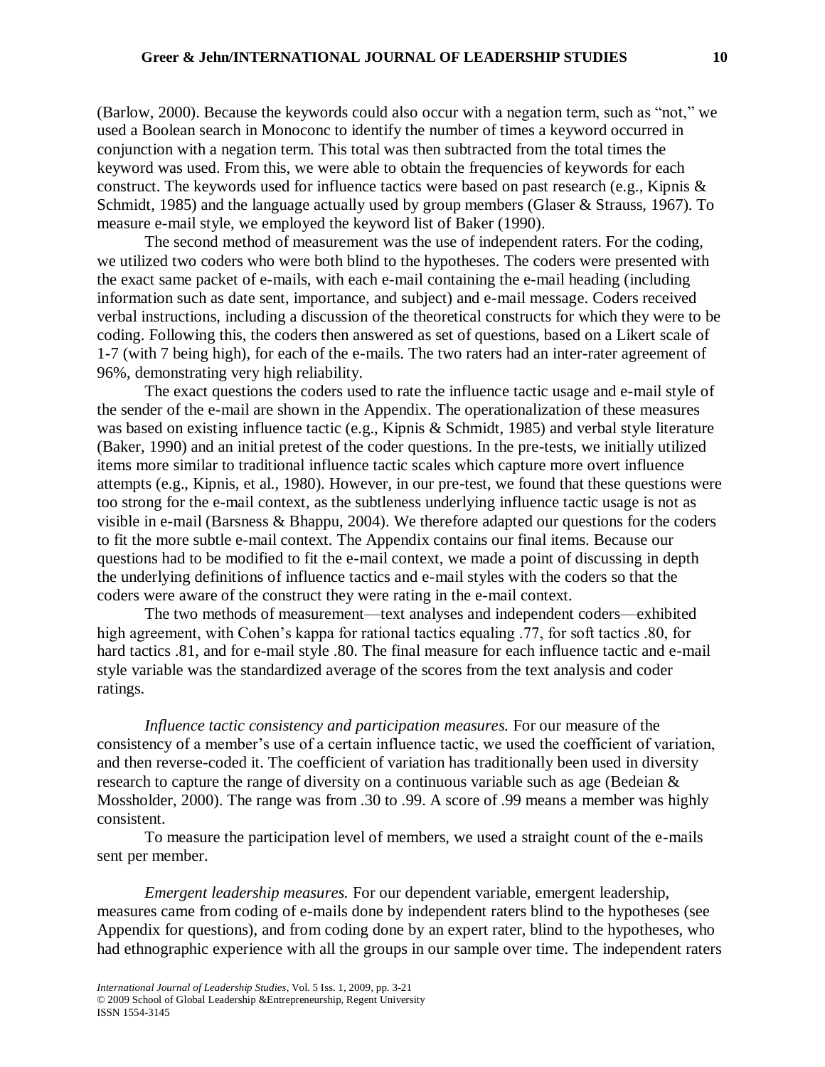(Barlow, 2000). Because the keywords could also occur with a negation term, such as "not," we used a Boolean search in Monoconc to identify the number of times a keyword occurred in conjunction with a negation term. This total was then subtracted from the total times the keyword was used. From this, we were able to obtain the frequencies of keywords for each construct. The keywords used for influence tactics were based on past research (e.g., Kipnis & Schmidt, 1985) and the language actually used by group members (Glaser & Strauss, 1967). To measure e-mail style, we employed the keyword list of Baker (1990).

The second method of measurement was the use of independent raters. For the coding, we utilized two coders who were both blind to the hypotheses. The coders were presented with the exact same packet of e-mails, with each e-mail containing the e-mail heading (including information such as date sent, importance, and subject) and e-mail message. Coders received verbal instructions, including a discussion of the theoretical constructs for which they were to be coding. Following this, the coders then answered as set of questions, based on a Likert scale of 1-7 (with 7 being high), for each of the e-mails. The two raters had an inter-rater agreement of 96%, demonstrating very high reliability.

The exact questions the coders used to rate the influence tactic usage and e-mail style of the sender of the e-mail are shown in the Appendix. The operationalization of these measures was based on existing influence tactic (e.g., Kipnis & Schmidt, 1985) and verbal style literature (Baker, 1990) and an initial pretest of the coder questions. In the pre-tests, we initially utilized items more similar to traditional influence tactic scales which capture more overt influence attempts (e.g., Kipnis, et al., 1980). However, in our pre-test, we found that these questions were too strong for the e-mail context, as the subtleness underlying influence tactic usage is not as visible in e-mail (Barsness & Bhappu, 2004). We therefore adapted our questions for the coders to fit the more subtle e-mail context. The Appendix contains our final items. Because our questions had to be modified to fit the e-mail context, we made a point of discussing in depth the underlying definitions of influence tactics and e-mail styles with the coders so that the coders were aware of the construct they were rating in the e-mail context.

The two methods of measurement—text analyses and independent coders—exhibited high agreement, with Cohen's kappa for rational tactics equaling .77, for soft tactics .80, for hard tactics .81, and for e-mail style .80. The final measure for each influence tactic and e-mail style variable was the standardized average of the scores from the text analysis and coder ratings.

*Influence tactic consistency and participation measures.* For our measure of the consistency of a member's use of a certain influence tactic, we used the coefficient of variation, and then reverse-coded it. The coefficient of variation has traditionally been used in diversity research to capture the range of diversity on a continuous variable such as age (Bedeian & Mossholder, 2000). The range was from .30 to .99. A score of .99 means a member was highly consistent.

To measure the participation level of members, we used a straight count of the e-mails sent per member.

*Emergent leadership measures.* For our dependent variable, emergent leadership, measures came from coding of e-mails done by independent raters blind to the hypotheses (see Appendix for questions), and from coding done by an expert rater, blind to the hypotheses, who had ethnographic experience with all the groups in our sample over time. The independent raters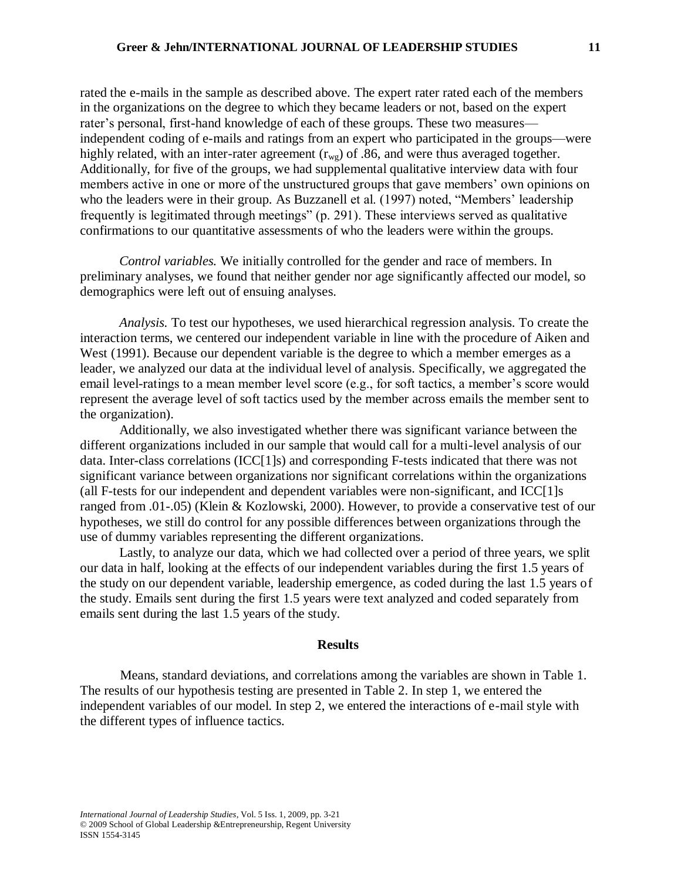rated the e-mails in the sample as described above. The expert rater rated each of the members in the organizations on the degree to which they became leaders or not, based on the expert rater's personal, first-hand knowledge of each of these groups. These two measures—independent coding of e-mails and ratings from an expert who participated in the groups—were highly related, with an inter-rater agreement ($r_{wg}$) of .86, and were thus averaged together. Additionally, for five of the groups, we had supplemental qualitative interview data with four members active in one or more of the unstructured groups that gave members' own opinions on who the leaders were in their group. As Buzzanell et al. (1997) noted, "Members' leadership frequently is legitimated through meetings" (p. 291). These interviews served as qualitative confirmations to our quantitative assessments of who the leaders were within the groups.

*Control variables.* We initially controlled for the gender and race of members. In preliminary analyses, we found that neither gender nor age significantly affected our model, so demographics were left out of ensuing analyses.

*Analysis.* To test our hypotheses, we used hierarchical regression analysis. To create the interaction terms, we centered our independent variable in line with the procedure of Aiken and West (1991). Because our dependent variable is the degree to which a member emerges as a leader, we analyzed our data at the individual level of analysis. Specifically, we aggregated the email level-ratings to a mean member level score (e.g., for soft tactics, a member's score would represent the average level of soft tactics used by the member across emails the member sent to the organization).

Additionally, we also investigated whether there was significant variance between the different organizations included in our sample that would call for a multi-level analysis of our data. Inter-class correlations (ICC[1]s) and corresponding F-tests indicated that there was not significant variance between organizations nor significant correlations within the organizations (all F-tests for our independent and dependent variables were non-significant, and ICC[1]s ranged from .01-.05) (Klein & Kozlowski, 2000). However, to provide a conservative test of our hypotheses, we still do control for any possible differences between organizations through the use of dummy variables representing the different organizations.

Lastly, to analyze our data, which we had collected over a period of three years, we split our data in half, looking at the effects of our independent variables during the first 1.5 years of the study on our dependent variable, leadership emergence, as coded during the last 1.5 years of the study. Emails sent during the first 1.5 years were text analyzed and coded separately from emails sent during the last 1.5 years of the study.

## Results

Means, standard deviations, and correlations among the variables are shown in Table 1. The results of our hypothesis testing are presented in Table 2. In step 1, we entered the independent variables of our model. In step 2, we entered the interactions of e-mail style with the different types of influence tactics.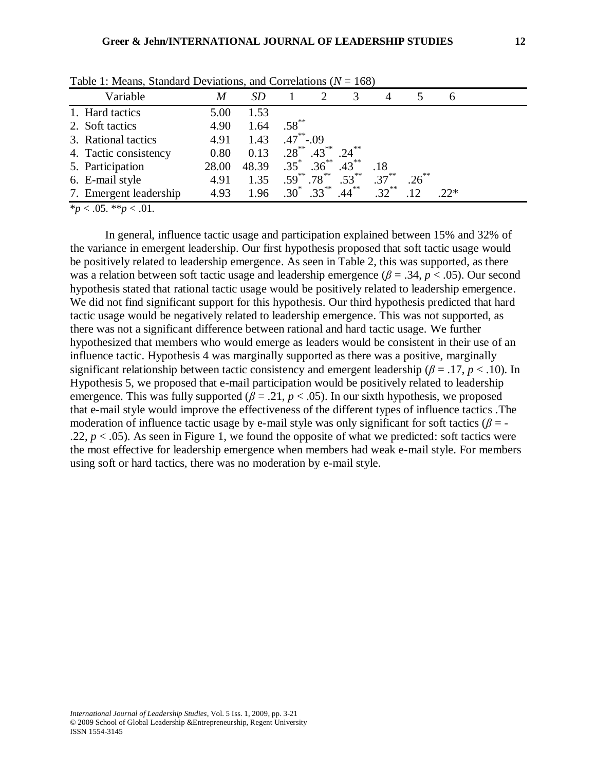Table 1: Means, Standard Deviations, and Correlations (*N* = 168)

| Variable | *M* | *SD* | 1 | 2 | 3 | 4 | 5 | 6 |
|---|---|---|---|---|---|---|---|---|
| 1. Hard tactics | 5.00 | 1.53 | | | | | | |
| 2. Soft tactics | 4.90 | 1.64 | .58** | | | | | |
| 3. Rational tactics | 4.91 | 1.43 | .47** | -.09 | | | | |
| 4. Tactic consistency | 0.80 | 0.13 | .28** | .43** | .24** | | | |
| 5. Participation | 28.00 | 48.39 | .35* | .36** | .43** | .18 | | |
| 6. E-mail style | 4.91 | 1.35 | .59** | .78** | .53** | .37** | .26** | |
| 7. Emergent leadership | 4.93 | 1.96 | .30* | .33** | .44** | .32** | .12 | .22* |

\**p* < .05. \*\**p* < .01.

In general, influence tactic usage and participation explained between 15% and 32% of the variance in emergent leadership. Our first hypothesis proposed that soft tactic usage would be positively related to leadership emergence. As seen in Table 2, this was supported, as there was a relation between soft tactic usage and leadership emergence ($\beta = .34$, $p < .05$). Our second hypothesis stated that rational tactic usage would be positively related to leadership emergence. We did not find significant support for this hypothesis. Our third hypothesis predicted that hard tactic usage would be negatively related to leadership emergence. This was not supported, as there was not a significant difference between rational and hard tactic usage. We further hypothesized that members who would emerge as leaders would be consistent in their use of an influence tactic. Hypothesis 4 was marginally supported as there was a positive, marginally significant relationship between tactic consistency and emergent leadership ($\beta = .17$, $p < .10$). In Hypothesis 5, we proposed that e-mail participation would be positively related to leadership emergence. This was fully supported ($\beta = .21$, $p < .05$). In our sixth hypothesis, we proposed that e-mail style would improve the effectiveness of the different types of influence tactics .The moderation of influence tactic usage by e-mail style was only significant for soft tactics ($\beta = -.22$, $p < .05$). As seen in Figure 1, we found the opposite of what we predicted: soft tactics were the most effective for leadership emergence when members had weak e-mail style. For members using soft or hard tactics, there was no moderation by e-mail style.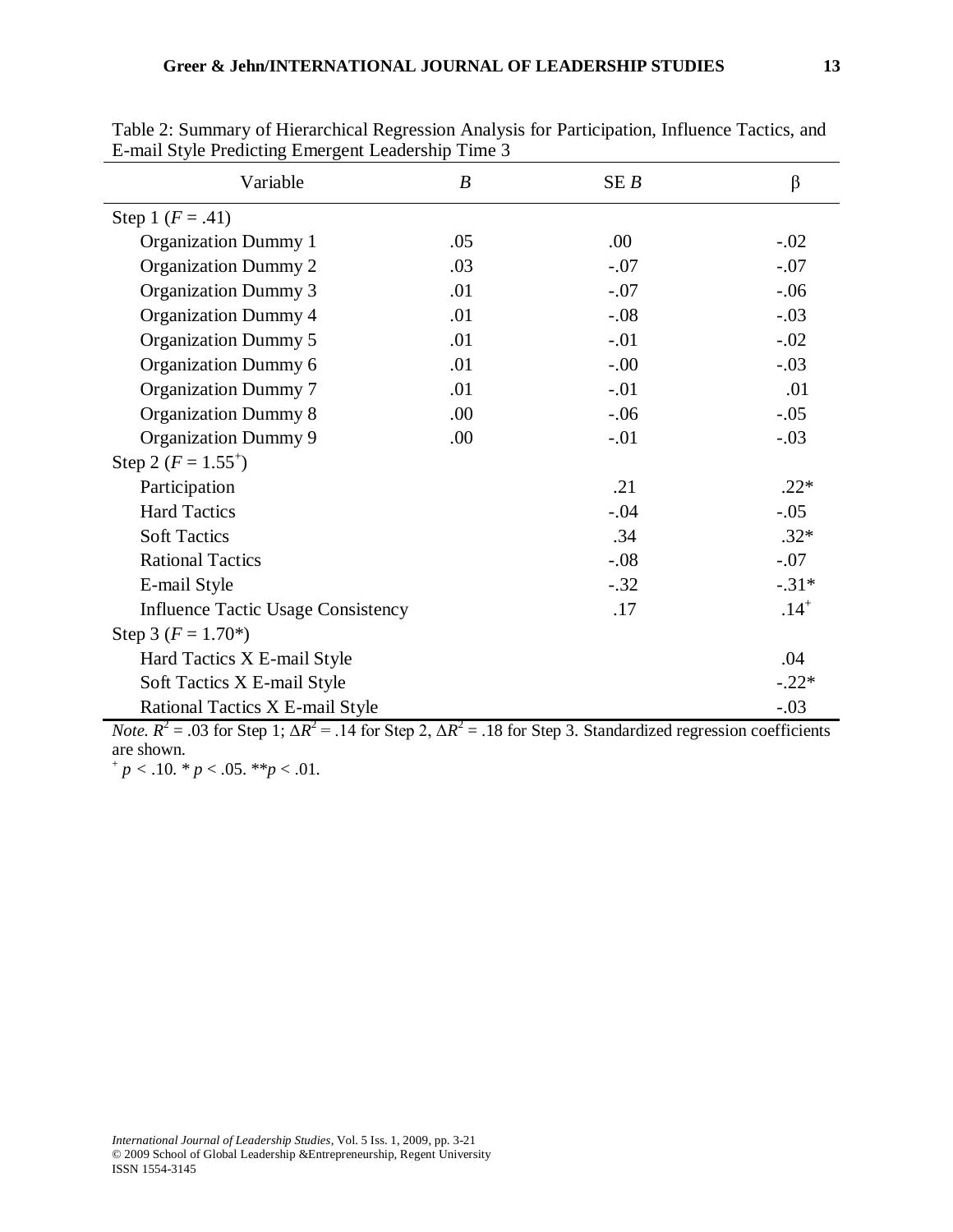Table 2: Summary of Hierarchical Regression Analysis for Participation, Influence Tactics, and E-mail Style Predicting Emergent Leadership Time 3

| Variable | *B* | SE *B* | β |
|---|---|---|---|
| Step 1 ($F = .41$) | | | |
| Organization Dummy 1 | .05 | .00 | -.02 |
| Organization Dummy 2 | .03 | -.07 | -.07 |
| Organization Dummy 3 | .01 | -.07 | -.06 |
| Organization Dummy 4 | .01 | -.08 | -.03 |
| Organization Dummy 5 | .01 | -.01 | -.02 |
| Organization Dummy 6 | .01 | -.00 | -.03 |
| Organization Dummy 7 | .01 | -.01 | .01 |
| Organization Dummy 8 | .00 | -.06 | -.05 |
| Organization Dummy 9 | .00 | -.01 | -.03 |
| Step 2 ($F = 1.55^{+}$) | | | |
| Participation | | .21 | .22* |
| Hard Tactics | | -.04 | -.05 |
| Soft Tactics | | .34 | .32* |
| Rational Tactics | | -.08 | -.07 |
| E-mail Style | | -.32 | -.31* |
| Influence Tactic Usage Consistency | | .17 | $.14^{+}$ |
| Step 3 ($F = 1.70$*) | | | |
| Hard Tactics X E-mail Style | | | .04 |
| Soft Tactics X E-mail Style | | | -.22* |
| Rational Tactics X E-mail Style | | | -.03 |

*Note.* $R^2 = .03$ for Step 1; $\Delta R^2 = .14$ for Step 2, $\Delta R^2 = .18$ for Step 3. Standardized regression coefficients are shown.

$^{+}$ $p < .10$. * $p < .05$. ** $p < .01$.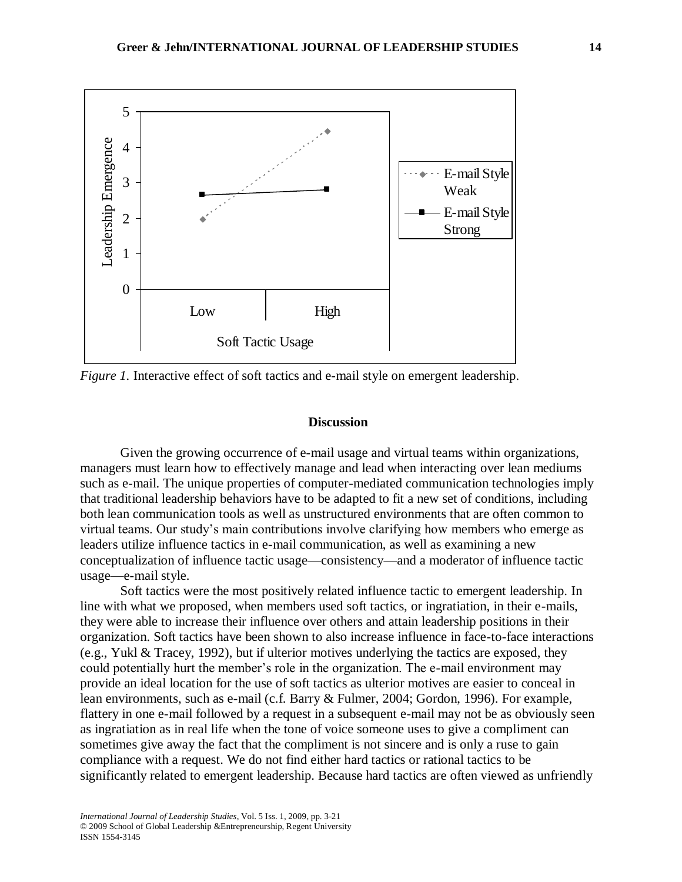*Figure 1.* Interactive effect of soft tactics and e-mail style on emergent leadership.

## Discussion

Given the growing occurrence of e-mail usage and virtual teams within organizations, managers must learn how to effectively manage and lead when interacting over lean mediums such as e-mail. The unique properties of computer-mediated communication technologies imply that traditional leadership behaviors have to be adapted to fit a new set of conditions, including both lean communication tools as well as unstructured environments that are often common to virtual teams. Our study's main contributions involve clarifying how members who emerge as leaders utilize influence tactics in e-mail communication, as well as examining a new conceptualization of influence tactic usage—consistency—and a moderator of influence tactic usage—e-mail style.

Soft tactics were the most positively related influence tactic to emergent leadership. In line with what we proposed, when members used soft tactics, or ingratiation, in their e-mails, they were able to increase their influence over others and attain leadership positions in their organization. Soft tactics have been shown to also increase influence in face-to-face interactions (e.g., Yukl & Tracey, 1992), but if ulterior motives underlying the tactics are exposed, they could potentially hurt the member's role in the organization. The e-mail environment may provide an ideal location for the use of soft tactics as ulterior motives are easier to conceal in lean environments, such as e-mail (c.f. Barry & Fulmer, 2004; Gordon, 1996). For example, flattery in one e-mail followed by a request in a subsequent e-mail may not be as obviously seen as ingratiation as in real life when the tone of voice someone uses to give a compliment can sometimes give away the fact that the compliment is not sincere and is only a ruse to gain compliance with a request. We do not find either hard tactics or rational tactics to be significantly related to emergent leadership. Because hard tactics are often viewed as unfriendly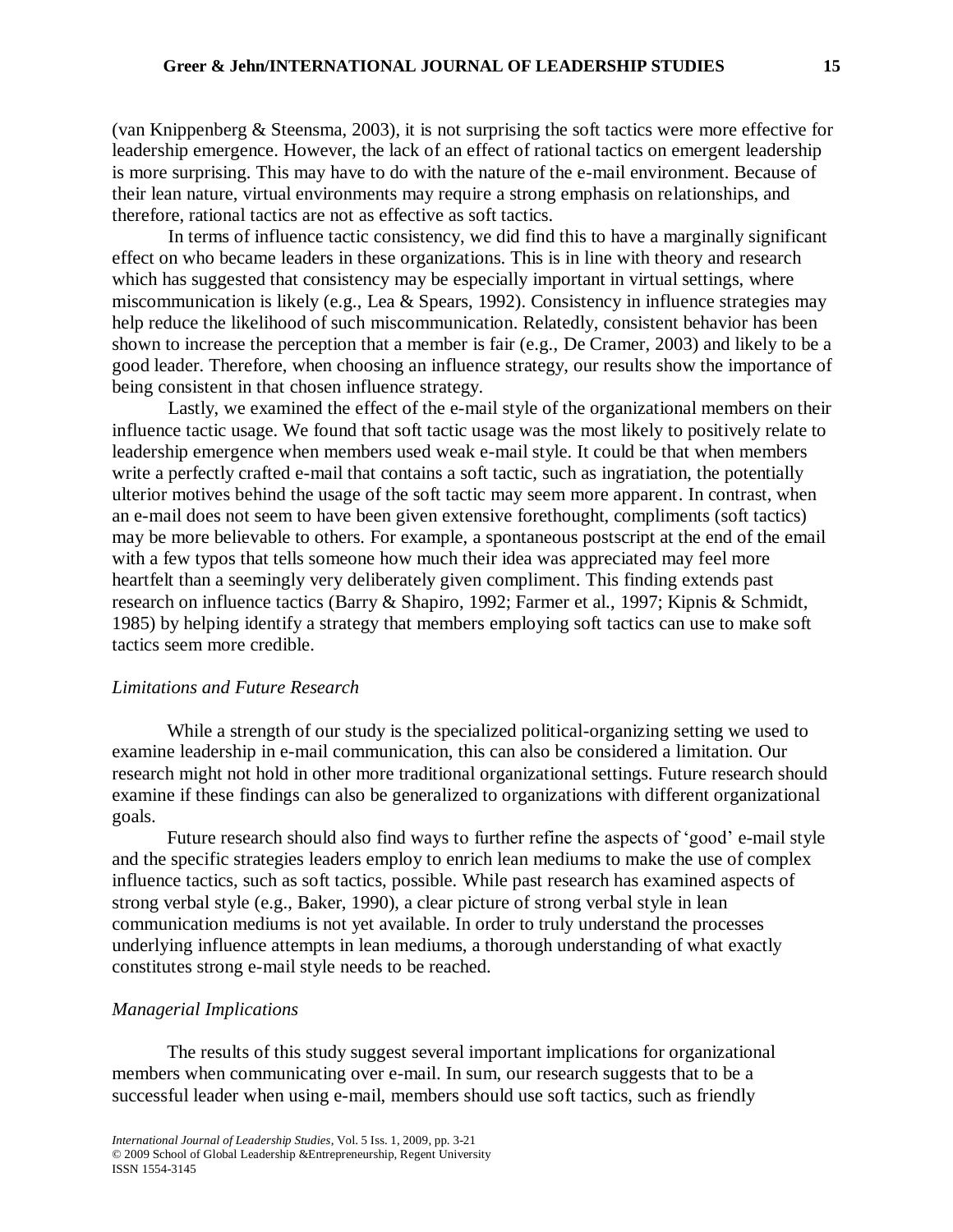(van Knippenberg & Steensma, 2003), it is not surprising the soft tactics were more effective for leadership emergence. However, the lack of an effect of rational tactics on emergent leadership is more surprising. This may have to do with the nature of the e-mail environment. Because of their lean nature, virtual environments may require a strong emphasis on relationships, and therefore, rational tactics are not as effective as soft tactics.

In terms of influence tactic consistency, we did find this to have a marginally significant effect on who became leaders in these organizations. This is in line with theory and research which has suggested that consistency may be especially important in virtual settings, where miscommunication is likely (e.g., Lea & Spears, 1992). Consistency in influence strategies may help reduce the likelihood of such miscommunication. Relatedly, consistent behavior has been shown to increase the perception that a member is fair (e.g., De Cramer, 2003) and likely to be a good leader. Therefore, when choosing an influence strategy, our results show the importance of being consistent in that chosen influence strategy.

Lastly, we examined the effect of the e-mail style of the organizational members on their influence tactic usage. We found that soft tactic usage was the most likely to positively relate to leadership emergence when members used weak e-mail style. It could be that when members write a perfectly crafted e-mail that contains a soft tactic, such as ingratiation, the potentially ulterior motives behind the usage of the soft tactic may seem more apparent. In contrast, when an e-mail does not seem to have been given extensive forethought, compliments (soft tactics) may be more believable to others. For example, a spontaneous postscript at the end of the email with a few typos that tells someone how much their idea was appreciated may feel more heartfelt than a seemingly very deliberately given compliment. This finding extends past research on influence tactics (Barry & Shapiro, 1992; Farmer et al., 1997; Kipnis & Schmidt, 1985) by helping identify a strategy that members employing soft tactics can use to make soft tactics seem more credible.

### *Limitations and Future Research*

While a strength of our study is the specialized political-organizing setting we used to examine leadership in e-mail communication, this can also be considered a limitation. Our research might not hold in other more traditional organizational settings. Future research should examine if these findings can also be generalized to organizations with different organizational goals.

Future research should also find ways to further refine the aspects of 'good' e-mail style and the specific strategies leaders employ to enrich lean mediums to make the use of complex influence tactics, such as soft tactics, possible. While past research has examined aspects of strong verbal style (e.g., Baker, 1990), a clear picture of strong verbal style in lean communication mediums is not yet available. In order to truly understand the processes underlying influence attempts in lean mediums, a thorough understanding of what exactly constitutes strong e-mail style needs to be reached.

### *Managerial Implications*

The results of this study suggest several important implications for organizational members when communicating over e-mail. In sum, our research suggests that to be a successful leader when using e-mail, members should use soft tactics, such as friendly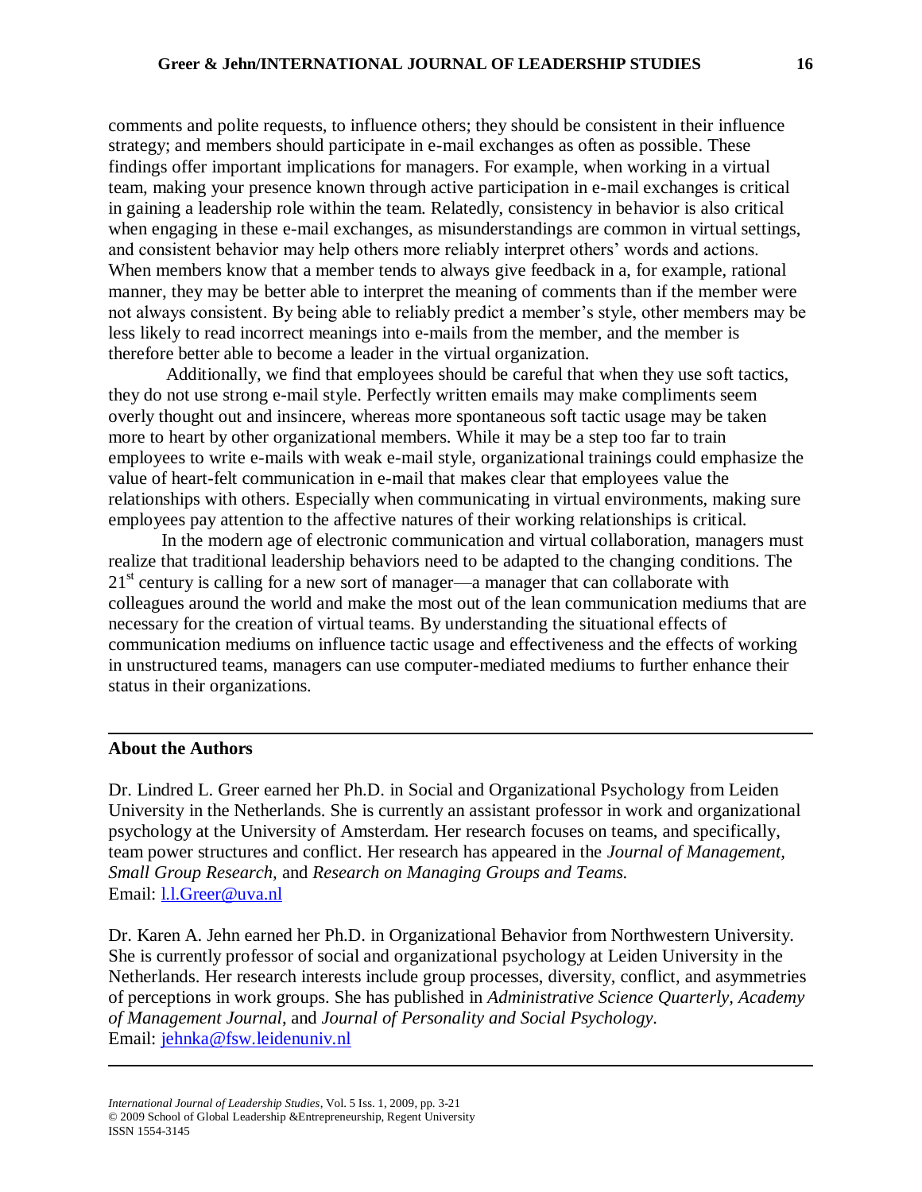comments and polite requests, to influence others; they should be consistent in their influence strategy; and members should participate in e-mail exchanges as often as possible. These findings offer important implications for managers. For example, when working in a virtual team, making your presence known through active participation in e-mail exchanges is critical in gaining a leadership role within the team. Relatedly, consistency in behavior is also critical when engaging in these e-mail exchanges, as misunderstandings are common in virtual settings, and consistent behavior may help others more reliably interpret others' words and actions. When members know that a member tends to always give feedback in a, for example, rational manner, they may be better able to interpret the meaning of comments than if the member were not always consistent. By being able to reliably predict a member's style, other members may be less likely to read incorrect meanings into e-mails from the member, and the member is therefore better able to become a leader in the virtual organization.

Additionally, we find that employees should be careful that when they use soft tactics, they do not use strong e-mail style. Perfectly written emails may make compliments seem overly thought out and insincere, whereas more spontaneous soft tactic usage may be taken more to heart by other organizational members. While it may be a step too far to train employees to write e-mails with weak e-mail style, organizational trainings could emphasize the value of heart-felt communication in e-mail that makes clear that employees value the relationships with others. Especially when communicating in virtual environments, making sure employees pay attention to the affective natures of their working relationships is critical.

In the modern age of electronic communication and virtual collaboration, managers must realize that traditional leadership behaviors need to be adapted to the changing conditions. The 21st century is calling for a new sort of manager—a manager that can collaborate with colleagues around the world and make the most out of the lean communication mediums that are necessary for the creation of virtual teams. By understanding the situational effects of communication mediums on influence tactic usage and effectiveness and the effects of working in unstructured teams, managers can use computer-mediated mediums to further enhance their status in their organizations.

---

## About the Authors

Dr. Lindred L. Greer earned her Ph.D. in Social and Organizational Psychology from Leiden University in the Netherlands. She is currently an assistant professor in work and organizational psychology at the University of Amsterdam. Her research focuses on teams, and specifically, team power structures and conflict. Her research has appeared in the *Journal of Management, Small Group Research,* and *Research on Managing Groups and Teams.*
Email: l.l.Greer@uva.nl

Dr. Karen A. Jehn earned her Ph.D. in Organizational Behavior from Northwestern University. She is currently professor of social and organizational psychology at Leiden University in the Netherlands. Her research interests include group processes, diversity, conflict, and asymmetries of perceptions in work groups. She has published in *Administrative Science Quarterly, Academy of Management Journal*, and *Journal of Personality and Social Psychology.*
Email: jehnka@fsw.leidenuniv.nl

---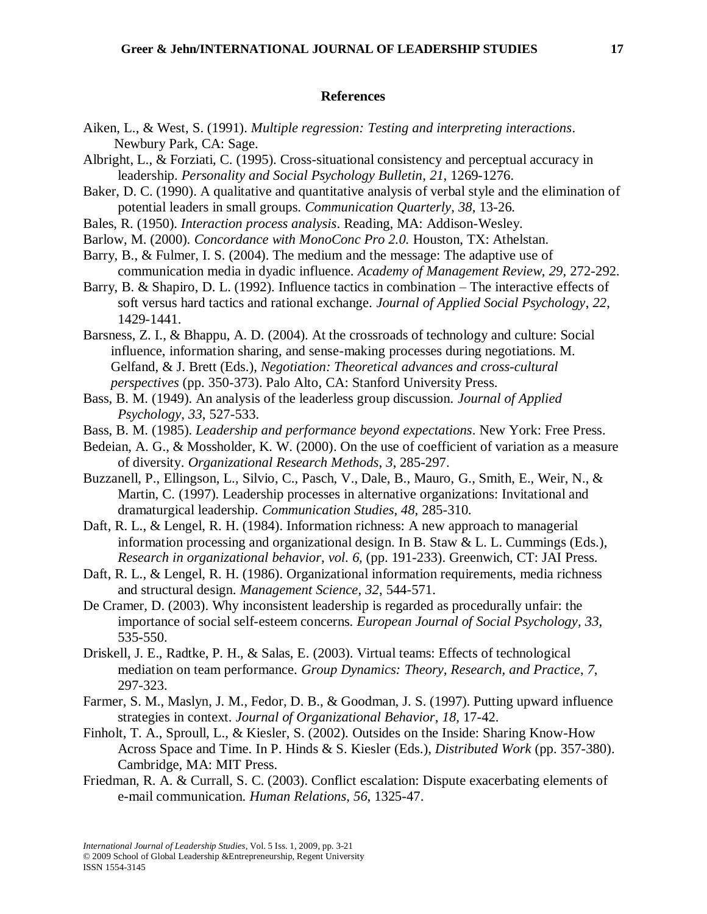## References

Aiken, L., & West, S. (1991). *Multiple regression: Testing and interpreting interactions*. Newbury Park, CA: Sage.

Albright, L., & Forziati, C. (1995). Cross-situational consistency and perceptual accuracy in leadership. *Personality and Social Psychology Bulletin*, *21*, 1269-1276.

Baker, D. C. (1990). A qualitative and quantitative analysis of verbal style and the elimination of potential leaders in small groups. *Communication Quarterly*, *38*, 13-26.

Bales, R. (1950). *Interaction process analysis*. Reading, MA: Addison-Wesley.

Barlow, M. (2000). *Concordance with MonoConc Pro 2.0.* Houston, TX: Athelstan.

Barry, B., & Fulmer, I. S. (2004). The medium and the message: The adaptive use of communication media in dyadic influence. *Academy of Management Review*, *29*, 272-292.

Barry, B. & Shapiro, D. L. (1992). Influence tactics in combination – The interactive effects of soft versus hard tactics and rational exchange. *Journal of Applied Social Psychology*, *22*, 1429-1441.

Barsness, Z. I., & Bhappu, A. D. (2004). At the crossroads of technology and culture: Social influence, information sharing, and sense-making processes during negotiations. M. Gelfand, & J. Brett (Eds.), *Negotiation: Theoretical advances and cross-cultural perspectives* (pp. 350-373). Palo Alto, CA: Stanford University Press.

Bass, B. M. (1949). An analysis of the leaderless group discussion. *Journal of Applied Psychology*, *33*, 527-533.

Bass, B. M. (1985). *Leadership and performance beyond expectations*. New York: Free Press.

Bedeian, A. G., & Mossholder, K. W. (2000). On the use of coefficient of variation as a measure of diversity. *Organizational Research Methods*, *3*, 285-297.

Buzzanell, P., Ellingson, L., Silvio, C., Pasch, V., Dale, B., Mauro, G., Smith, E., Weir, N., & Martin, C. (1997). Leadership processes in alternative organizations: Invitational and dramaturgical leadership. *Communication Studies*, *48*, 285-310.

Daft, R. L., & Lengel, R. H. (1984). Information richness: A new approach to managerial information processing and organizational design. In B. Staw & L. L. Cummings (Eds.), *Research in organizational behavior, vol. 6,* (pp. 191-233). Greenwich, CT: JAI Press.

Daft, R. L., & Lengel, R. H. (1986). Organizational information requirements, media richness and structural design. *Management Science*, *32*, 544-571.

De Cramer, D. (2003). Why inconsistent leadership is regarded as procedurally unfair: the importance of social self-esteem concerns. *European Journal of Social Psychology, 33*, 535-550.

Driskell, J. E., Radtke, P. H., & Salas, E. (2003). Virtual teams: Effects of technological mediation on team performance. *Group Dynamics: Theory, Research, and Practice*, *7*, 297-323.

Farmer, S. M., Maslyn, J. M., Fedor, D. B., & Goodman, J. S. (1997). Putting upward influence strategies in context. *Journal of Organizational Behavior*, *18*, 17-42.

Finholt, T. A., Sproull, L., & Kiesler, S. (2002). Outsides on the Inside: Sharing Know-How Across Space and Time. In P. Hinds & S. Kiesler (Eds.), *Distributed Work* (pp. 357-380). Cambridge, MA: MIT Press.

Friedman, R. A. & Currall, S. C. (2003). Conflict escalation: Dispute exacerbating elements of e-mail communication. *Human Relations*, *56*, 1325-47.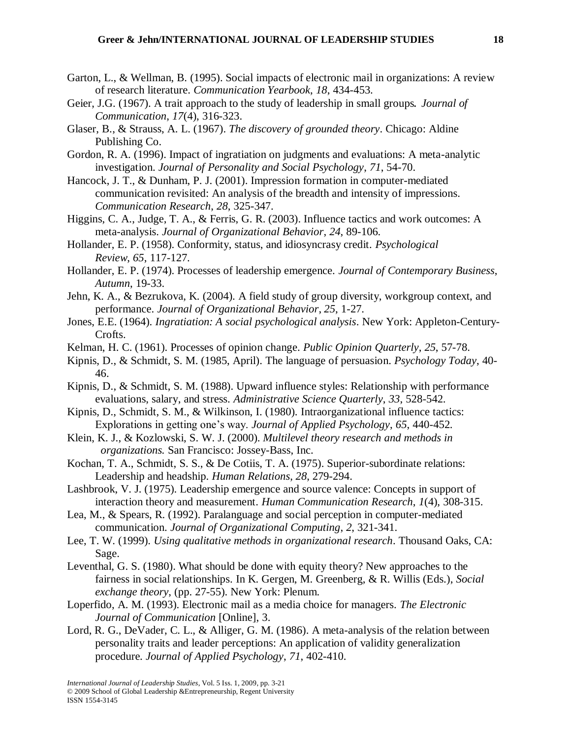Garton, L., & Wellman, B. (1995). Social impacts of electronic mail in organizations: A review of research literature. *Communication Yearbook*, *18*, 434-453.

Geier, J.G. (1967). A trait approach to the study of leadership in small groups. *Journal of Communication*, *17*(4), 316-323.

Glaser, B., & Strauss, A. L. (1967). *The discovery of grounded theory*. Chicago: Aldine Publishing Co.

Gordon, R. A. (1996). Impact of ingratiation on judgments and evaluations: A meta-analytic investigation. *Journal of Personality and Social Psychology*, *71*, 54-70.

Hancock, J. T., & Dunham, P. J. (2001). Impression formation in computer-mediated communication revisited: An analysis of the breadth and intensity of impressions. *Communication Research*, *28*, 325-347.

Higgins, C. A., Judge, T. A., & Ferris, G. R. (2003). Influence tactics and work outcomes: A meta-analysis. *Journal of Organizational Behavior*, *24*, 89-106.

Hollander, E. P. (1958). Conformity, status, and idiosyncrasy credit. *Psychological Review*, *65*, 117-127.

Hollander, E. P. (1974). Processes of leadership emergence. *Journal of Contemporary Business, Autumn*, 19-33.

Jehn, K. A., & Bezrukova, K. (2004). A field study of group diversity, workgroup context, and performance. *Journal of Organizational Behavior*, *25*, 1-27.

Jones, E.E. (1964). *Ingratiation: A social psychological analysis*. New York: Appleton-Century-Crofts.

Kelman, H. C. (1961). Processes of opinion change. *Public Opinion Quarterly*, *25*, 57-78.

Kipnis, D., & Schmidt, S. M. (1985, April). The language of persuasion. *Psychology Today*, 40-46.

Kipnis, D., & Schmidt, S. M. (1988). Upward influence styles: Relationship with performance evaluations, salary, and stress. *Administrative Science Quarterly*, *33*, 528-542.

Kipnis, D., Schmidt, S. M., & Wilkinson, I. (1980). Intraorganizational influence tactics: Explorations in getting one's way. *Journal of Applied Psychology*, *65*, 440-452.

Klein, K. J., & Kozlowski, S. W. J. (2000). *Multilevel theory research and methods in organizations.* San Francisco: Jossey-Bass, Inc.

Kochan, T. A., Schmidt, S. S., & De Cotiis, T. A. (1975). Superior-subordinate relations: Leadership and headship. *Human Relations*, *28*, 279-294.

Lashbrook, V. J. (1975). Leadership emergence and source valence: Concepts in support of interaction theory and measurement. *Human Communication Research*, *1*(4), 308-315.

Lea, M., & Spears, R. (1992). Paralanguage and social perception in computer-mediated communication. *Journal of Organizational Computing*, *2*, 321-341.

Lee, T. W. (1999). *Using qualitative methods in organizational research*. Thousand Oaks, CA: Sage.

Leventhal, G. S. (1980). What should be done with equity theory? New approaches to the fairness in social relationships. In K. Gergen, M. Greenberg, & R. Willis (Eds.), *Social exchange theory*, (pp. 27-55). New York: Plenum.

Loperfido, A. M. (1993). Electronic mail as a media choice for managers. *The Electronic Journal of Communication* [Online], 3.

Lord, R. G., DeVader, C. L., & Alliger, G. M. (1986). A meta-analysis of the relation between personality traits and leader perceptions: An application of validity generalization procedure. *Journal of Applied Psychology*, *71*, 402-410.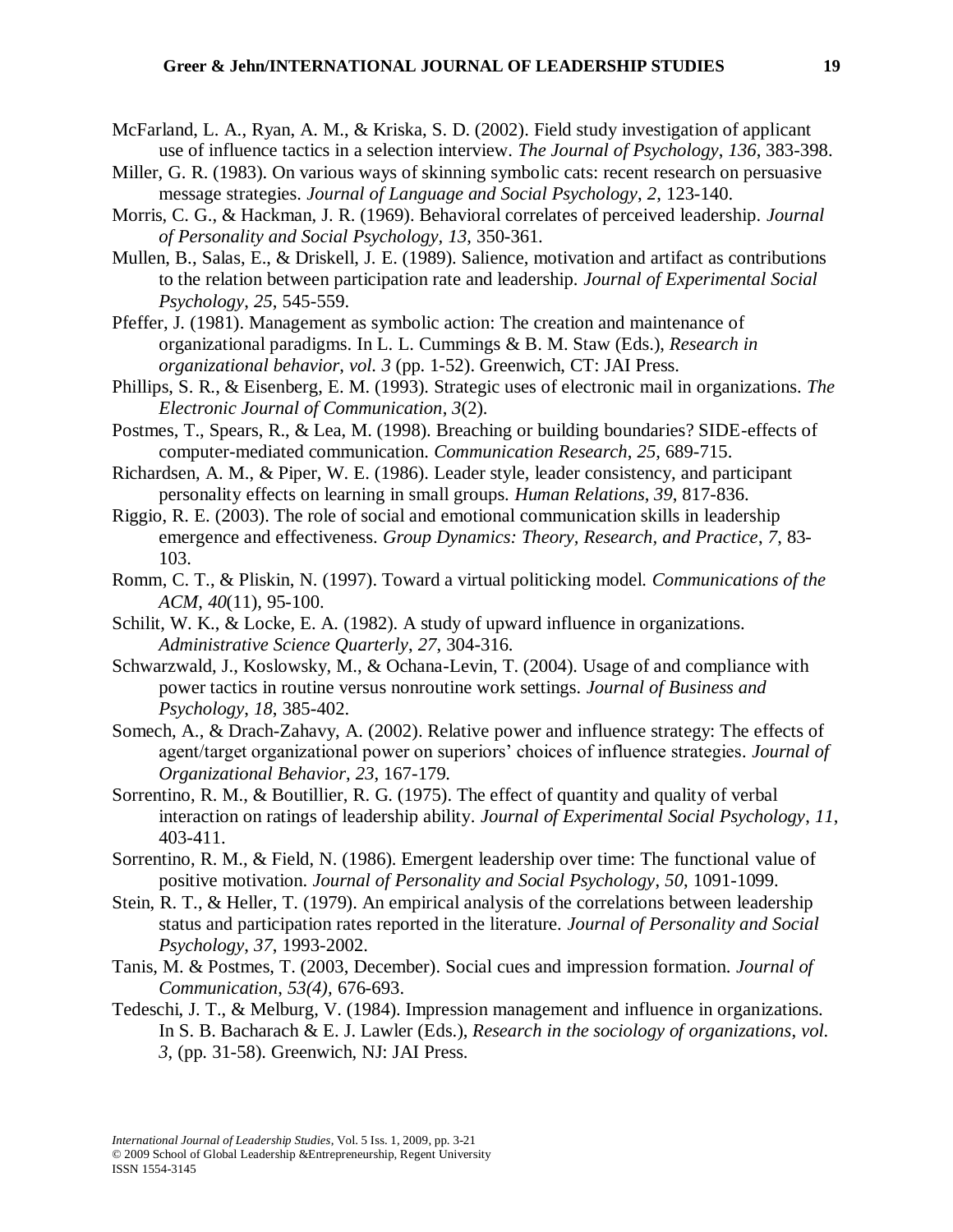McFarland, L. A., Ryan, A. M., & Kriska, S. D. (2002). Field study investigation of applicant use of influence tactics in a selection interview. *The Journal of Psychology*, *136*, 383-398.

Miller, G. R. (1983). On various ways of skinning symbolic cats: recent research on persuasive message strategies. *Journal of Language and Social Psychology*, *2*, 123-140.

Morris, C. G., & Hackman, J. R. (1969). Behavioral correlates of perceived leadership. *Journal of Personality and Social Psychology*, *13*, 350-361.

Mullen, B., Salas, E., & Driskell, J. E. (1989). Salience, motivation and artifact as contributions to the relation between participation rate and leadership. *Journal of Experimental Social Psychology*, *25*, 545-559.

Pfeffer, J. (1981). Management as symbolic action: The creation and maintenance of organizational paradigms. In L. L. Cummings & B. M. Staw (Eds.), *Research in organizational behavior*, *vol. 3* (pp. 1-52). Greenwich, CT: JAI Press.

Phillips, S. R., & Eisenberg, E. M. (1993). Strategic uses of electronic mail in organizations. *The Electronic Journal of Communication*, *3*(2).

Postmes, T., Spears, R., & Lea, M. (1998). Breaching or building boundaries? SIDE-effects of computer-mediated communication. *Communication Research*, *25*, 689-715.

Richardsen, A. M., & Piper, W. E. (1986). Leader style, leader consistency, and participant personality effects on learning in small groups. *Human Relations*, *39*, 817-836.

Riggio, R. E. (2003). The role of social and emotional communication skills in leadership emergence and effectiveness. *Group Dynamics: Theory, Research, and Practice*, *7*, 83-103.

Romm, C. T., & Pliskin, N. (1997). Toward a virtual politicking model. *Communications of the ACM*, *40*(11), 95-100.

Schilit, W. K., & Locke, E. A. (1982). A study of upward influence in organizations. *Administrative Science Quarterly*, *27*, 304-316.

Schwarzwald, J., Koslowsky, M., & Ochana-Levin, T. (2004). Usage of and compliance with power tactics in routine versus nonroutine work settings. *Journal of Business and Psychology*, *18*, 385-402.

Somech, A., & Drach-Zahavy, A. (2002). Relative power and influence strategy: The effects of agent/target organizational power on superiors' choices of influence strategies. *Journal of Organizational Behavior*, *23*, 167-179.

Sorrentino, R. M., & Boutillier, R. G. (1975). The effect of quantity and quality of verbal interaction on ratings of leadership ability. *Journal of Experimental Social Psychology*, *11*, 403-411.

Sorrentino, R. M., & Field, N. (1986). Emergent leadership over time: The functional value of positive motivation. *Journal of Personality and Social Psychology*, *50*, 1091-1099.

Stein, R. T., & Heller, T. (1979). An empirical analysis of the correlations between leadership status and participation rates reported in the literature. *Journal of Personality and Social Psychology*, *37*, 1993-2002.

Tanis, M. & Postmes, T. (2003, December). Social cues and impression formation. *Journal of Communication*, *53(4)*, 676-693.

Tedeschi, J. T., & Melburg, V. (1984). Impression management and influence in organizations. In S. B. Bacharach & E. J. Lawler (Eds.), *Research in the sociology of organizations*, *vol. 3*, (pp. 31-58). Greenwich, NJ: JAI Press.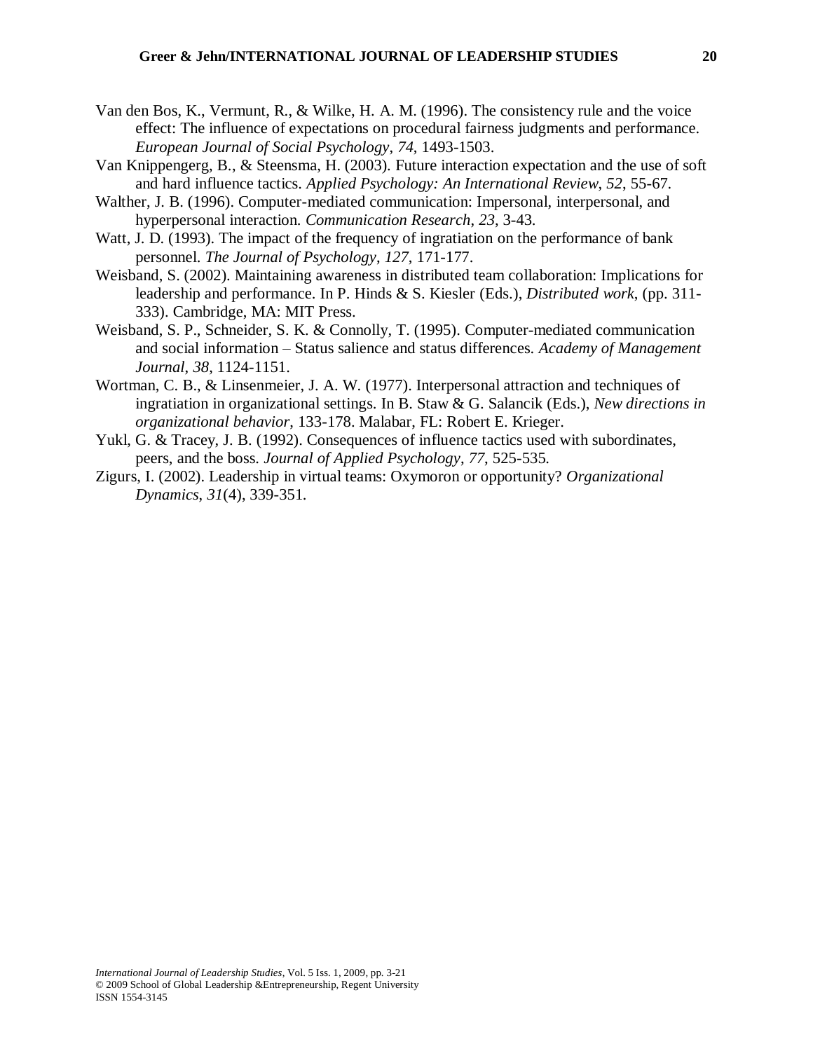Van den Bos, K., Vermunt, R., & Wilke, H. A. M. (1996). The consistency rule and the voice effect: The influence of expectations on procedural fairness judgments and performance. *European Journal of Social Psychology*, *74*, 1493-1503.

Van Knippengerg, B., & Steensma, H. (2003). Future interaction expectation and the use of soft and hard influence tactics. *Applied Psychology: An International Review*, *52*, 55-67.

Walther, J. B. (1996). Computer-mediated communication: Impersonal, interpersonal, and hyperpersonal interaction. *Communication Research*, *23*, 3-43.

Watt, J. D. (1993). The impact of the frequency of ingratiation on the performance of bank personnel. *The Journal of Psychology*, *127*, 171-177.

Weisband, S. (2002). Maintaining awareness in distributed team collaboration: Implications for leadership and performance. In P. Hinds & S. Kiesler (Eds.), *Distributed work*, (pp. 311-333). Cambridge, MA: MIT Press.

Weisband, S. P., Schneider, S. K. & Connolly, T. (1995). Computer-mediated communication and social information – Status salience and status differences. *Academy of Management Journal*, *38*, 1124-1151.

Wortman, C. B., & Linsenmeier, J. A. W. (1977). Interpersonal attraction and techniques of ingratiation in organizational settings. In B. Staw & G. Salancik (Eds.), *New directions in organizational behavior*, 133-178. Malabar, FL: Robert E. Krieger.

Yukl, G. & Tracey, J. B. (1992). Consequences of influence tactics used with subordinates, peers, and the boss. *Journal of Applied Psychology*, *77*, 525-535.

Zigurs, I. (2002). Leadership in virtual teams: Oxymoron or opportunity? *Organizational Dynamics*, *31*(4), 339-351.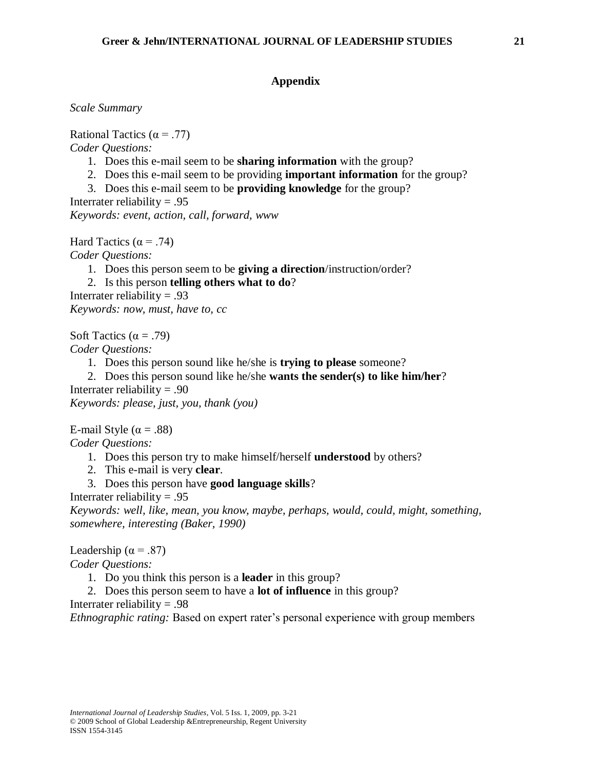## Appendix

*Scale Summary*

Rational Tactics ($\alpha = .77$)
*Coder Questions:*

1. Does this e-mail seem to be **sharing information** with the group?
2. Does this e-mail seem to be providing **important information** for the group?
3. Does this e-mail seem to be **providing knowledge** for the group?

Interrater reliability = .95
*Keywords: event, action, call, forward, www*

Hard Tactics ($\alpha = .74$)
*Coder Questions:*

1. Does this person seem to be **giving a direction**/instruction/order?
2. Is this person **telling others what to do**?

Interrater reliability = .93
*Keywords: now, must, have to, cc*

Soft Tactics ($\alpha = .79$)
*Coder Questions:*

1. Does this person sound like he/she is **trying to please** someone?
2. Does this person sound like he/she **wants the sender(s) to like him/her**?

Interrater reliability = .90
*Keywords: please, just, you, thank (you)*

E-mail Style ($\alpha = .88$)
*Coder Questions:*

1. Does this person try to make himself/herself **understood** by others?
2. This e-mail is very **clear**.
3. Does this person have **good language skills**?

Interrater reliability = .95
*Keywords: well, like, mean, you know, maybe, perhaps, would, could, might, something, somewhere, interesting (Baker, 1990)*

Leadership ($\alpha = .87$)
*Coder Questions:*

1. Do you think this person is a **leader** in this group?
2. Does this person seem to have a **lot of influence** in this group?

Interrater reliability = .98
*Ethnographic rating:* Based on expert rater's personal experience with group members